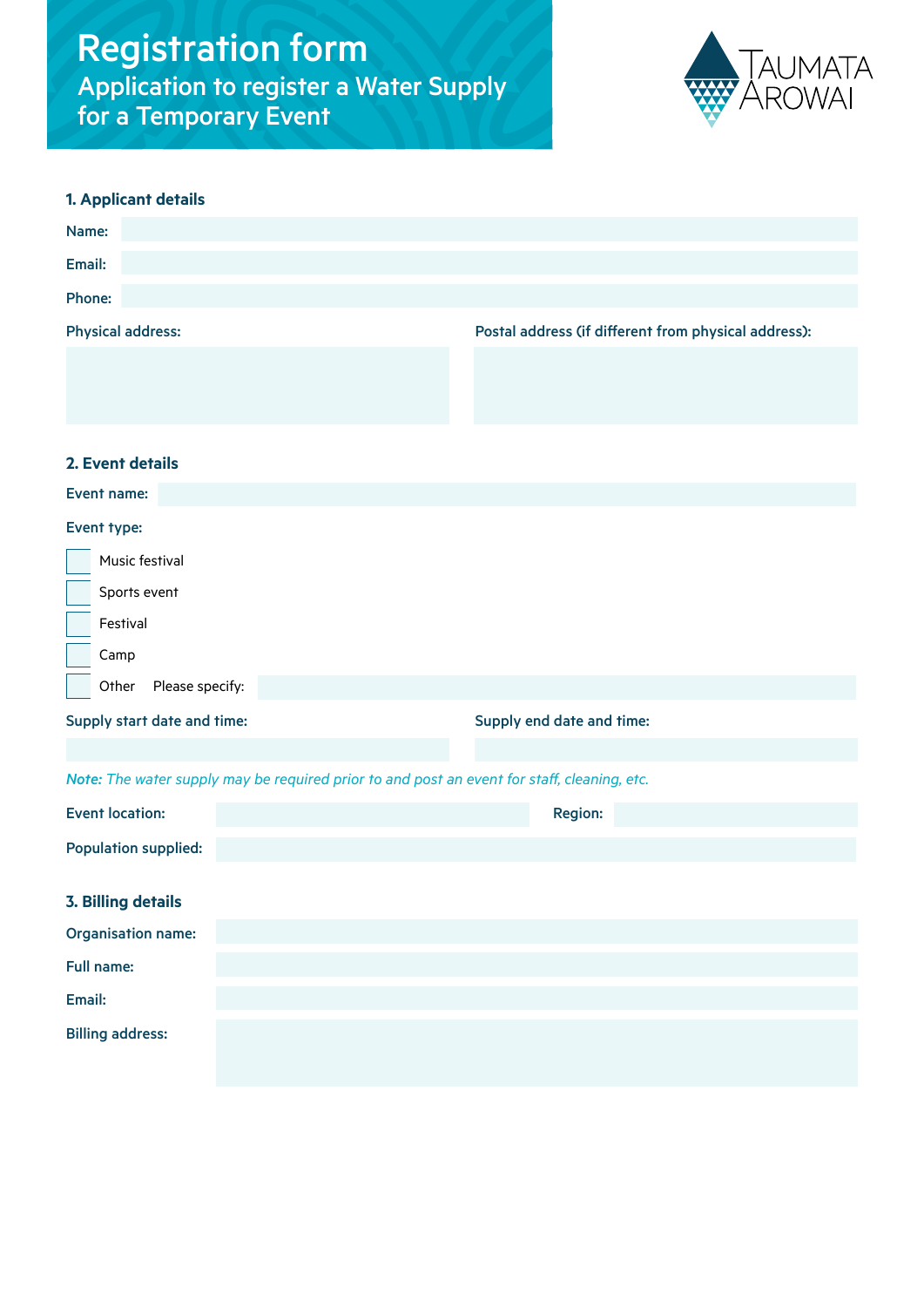# Registration form

## Application to register a Water Supply for a Temporary Event

TAUMATA AROWAI

### 1. Applicant details

Name:

Email:

Phone:

Physical address:

Postal address (if different from physical address):

### 2. Event details

Event name:

Event type:

- [ ] Music festival
- [ ] Sports event
- [ ] Festival
- [ ] Camp
- [ ] Other Please specify:

Supply start date and time:

Supply end date and time:

***Note:*** *The water supply may be required prior to and post an event for staff, cleaning, etc.*

Event location:

Region:

Population supplied:

### 3. Billing details

Organisation name:

Full name:

Email:

Billing address: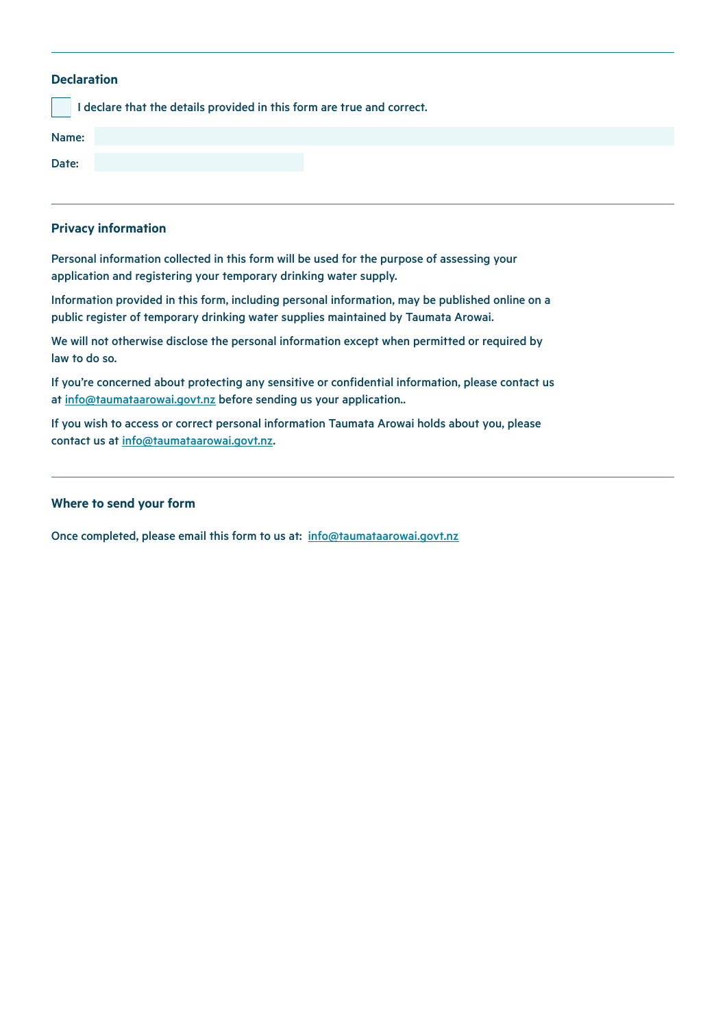## Declaration

☐ I declare that the details provided in this form are true and correct.

Name:

Date:

## Privacy information

Personal information collected in this form will be used for the purpose of assessing your application and registering your temporary drinking water supply.

Information provided in this form, including personal information, may be published online on a public register of temporary drinking water supplies maintained by Taumata Arowai.

We will not otherwise disclose the personal information except when permitted or required by law to do so.

If you're concerned about protecting any sensitive or confidential information, please contact us at info@taumataarowai.govt.nz before sending us your application..

If you wish to access or correct personal information Taumata Arowai holds about you, please contact us at info@taumataarowai.govt.nz.

## Where to send your form

Once completed, please email this form to us at: info@taumataarowai.govt.nz